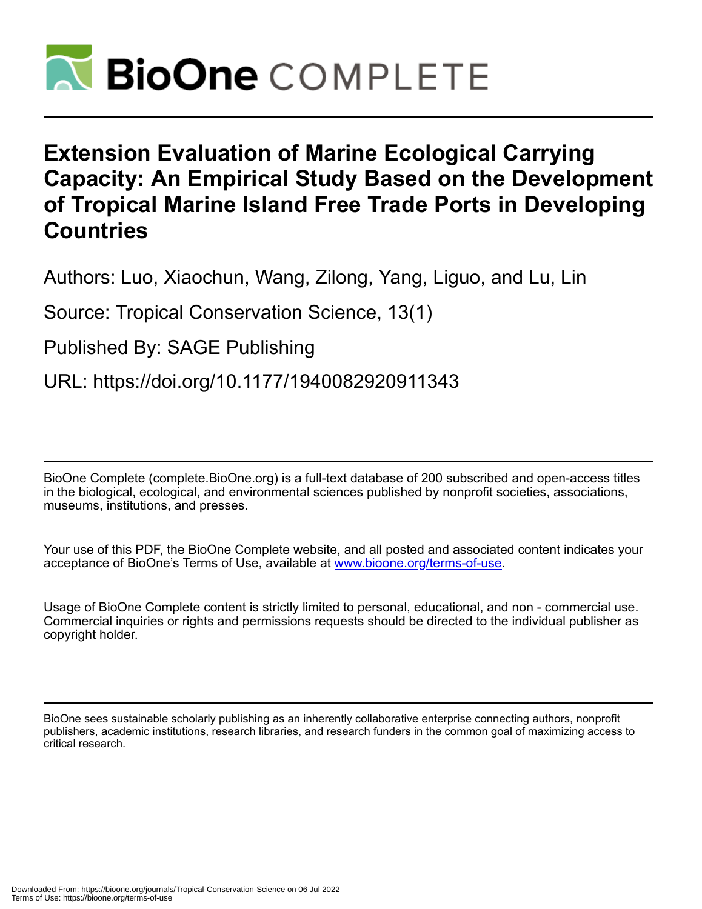# Extension Evaluation of Marine Ecological Carrying Capacity: An Empirical Study Based on the Development of Tropical Marine Island Free Trade Ports in Developing Countries

Authors: Luo, Xiaochun, Wang, Zilong, Yang, Liguo, and Lu, Lin

Source: Tropical Conservation Science, 13(1)

Published By: SAGE Publishing

URL: https://doi.org/10.1177/1940082920911343

BioOne Complete (complete.BioOne.org) is a full-text database of 200 subscribed and open-access titles in the biological, ecological, and environmental sciences published by nonprofit societies, associations, museums, institutions, and presses.

Your use of this PDF, the BioOne Complete website, and all posted and associated content indicates your acceptance of BioOne's Terms of Use, available at www.bioone.org/terms-of-use.

Usage of BioOne Complete content is strictly limited to personal, educational, and non - commercial use. Commercial inquiries or rights and permissions requests should be directed to the individual publisher as copyright holder.

BioOne sees sustainable scholarly publishing as an inherently collaborative enterprise connecting authors, nonprofit publishers, academic institutions, research libraries, and research funders in the common goal of maximizing access to critical research.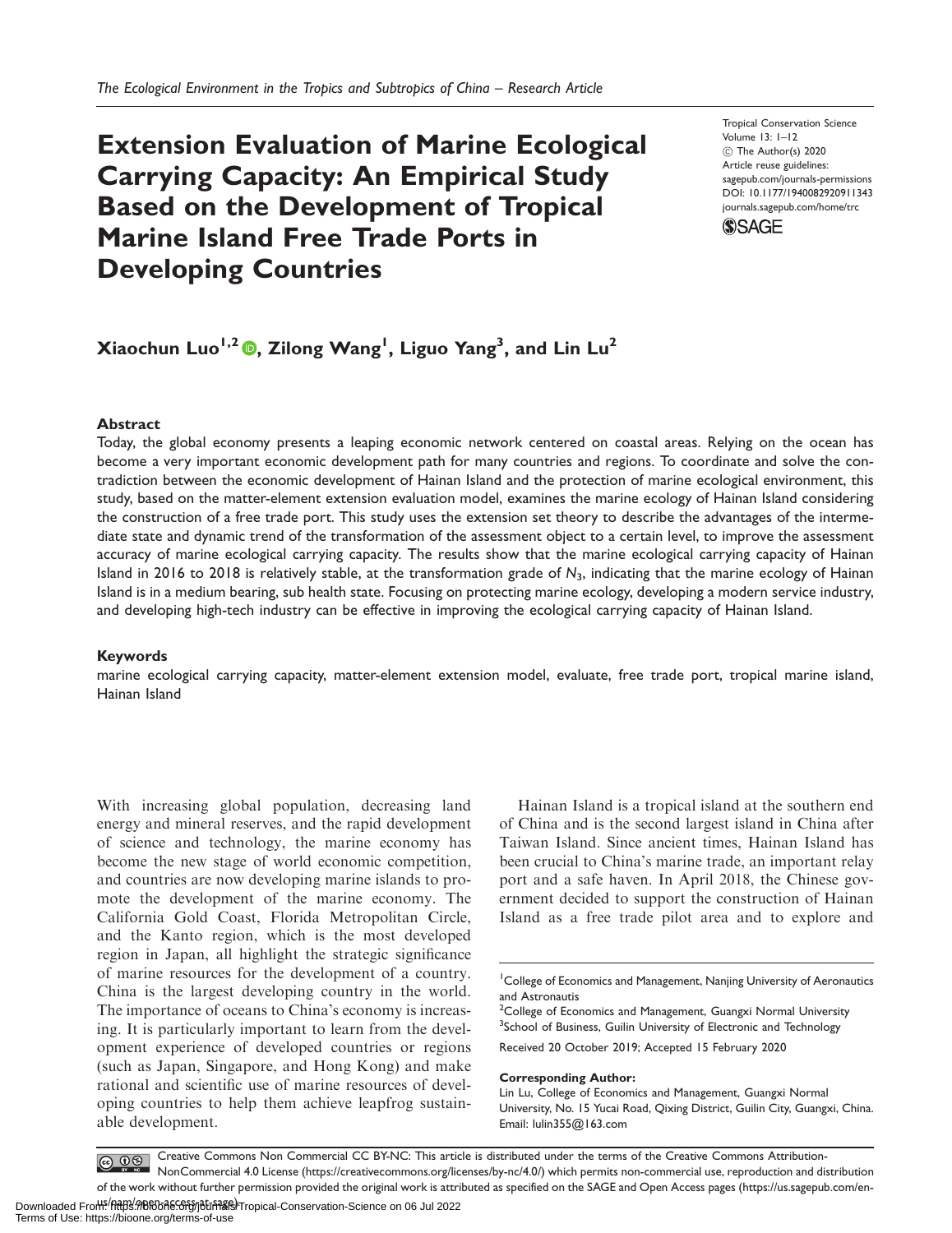# Extension Evaluation of Marine Ecological Carrying Capacity: An Empirical Study Based on the Development of Tropical Marine Island Free Trade Ports in Developing Countries

Tropical Conservation Science
Volume 13: 1–12
© The Author(s) 2020
Article reuse guidelines: sagepub.com/journals-permissions
DOI: 10.1177/1940082920911343
journals.sagepub.com/home/trc

**Xiaochun Luo[1,2], Zilong Wang[1], Liguo Yang[3], and Lin Lu[2]**

## Abstract

Today, the global economy presents a leaping economic network centered on coastal areas. Relying on the ocean has become a very important economic development path for many countries and regions. To coordinate and solve the contradiction between the economic development of Hainan Island and the protection of marine ecological environment, this study, based on the matter-element extension evaluation model, examines the marine ecology of Hainan Island considering the construction of a free trade port. This study uses the extension set theory to describe the advantages of the intermediate state and dynamic trend of the transformation of the assessment object to a certain level, to improve the assessment accuracy of marine ecological carrying capacity. The results show that the marine ecological carrying capacity of Hainan Island in 2016 to 2018 is relatively stable, at the transformation grade of $N_3$, indicating that the marine ecology of Hainan Island is in a medium bearing, sub health state. Focusing on protecting marine ecology, developing a modern service industry, and developing high-tech industry can be effective in improving the ecological carrying capacity of Hainan Island.

## Keywords

marine ecological carrying capacity, matter-element extension model, evaluate, free trade port, tropical marine island, Hainan Island

With increasing global population, decreasing land energy and mineral reserves, and the rapid development of science and technology, the marine economy has become the new stage of world economic competition, and countries are now developing marine islands to promote the development of the marine economy. The California Gold Coast, Florida Metropolitan Circle, and the Kanto region, which is the most developed region in Japan, all highlight the strategic significance of marine resources for the development of a country. China is the largest developing country in the world. The importance of oceans to China's economy is increasing. It is particularly important to learn from the development experience of developed countries or regions (such as Japan, Singapore, and Hong Kong) and make rational and scientific use of marine resources of developing countries to help them achieve leapfrog sustainable development.

Hainan Island is a tropical island at the southern end of China and is the second largest island in China after Taiwan Island. Since ancient times, Hainan Island has been crucial to China's marine trade, an important relay port and a safe haven. In April 2018, the Chinese government decided to support the construction of Hainan Island as a free trade pilot area and to explore and

[1]College of Economics and Management, Nanjing University of Aeronautics and Astronautis
[2]College of Economics and Management, Guangxi Normal University
[3]School of Business, Guilin University of Electronic and Technology

Received 20 October 2019; Accepted 15 February 2020

**Corresponding Author:**
Lin Lu, College of Economics and Management, Guangxi Normal University, No. 15 Yucai Road, Qixing District, Guilin City, Guangxi, China.
Email: lulin355@163.com

Creative Commons Non Commercial CC BY-NC: This article is distributed under the terms of the Creative Commons Attribution-NonCommercial 4.0 License (https://creativecommons.org/licenses/by-nc/4.0/) which permits non-commercial use, reproduction and distribution of the work without further permission provided the original work is attributed as specified on the SAGE and Open Access pages (https://us.sagepub.com/en-us/nam/open-access-at-sage).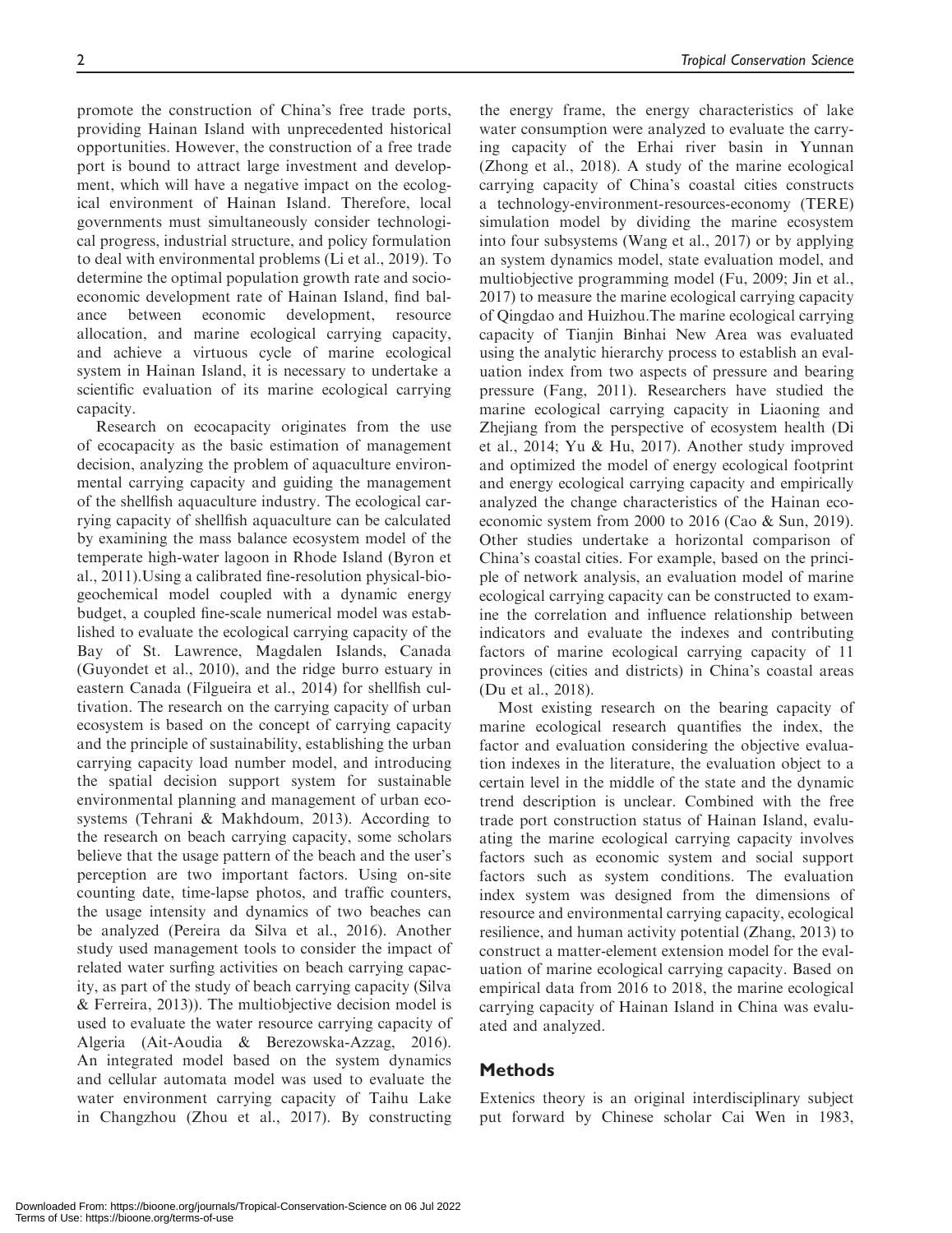promote the construction of China's free trade ports, providing Hainan Island with unprecedented historical opportunities. However, the construction of a free trade port is bound to attract large investment and development, which will have a negative impact on the ecological environment of Hainan Island. Therefore, local governments must simultaneously consider technological progress, industrial structure, and policy formulation to deal with environmental problems (Li et al., 2019). To determine the optimal population growth rate and socioeconomic development rate of Hainan Island, find balance between economic development, resource allocation, and marine ecological carrying capacity, and achieve a virtuous cycle of marine ecological system in Hainan Island, it is necessary to undertake a scientific evaluation of its marine ecological carrying capacity.

Research on ecocapacity originates from the use of ecocapacity as the basic estimation of management decision, analyzing the problem of aquaculture environmental carrying capacity and guiding the management of the shellfish aquaculture industry. The ecological carrying capacity of shellfish aquaculture can be calculated by examining the mass balance ecosystem model of the temperate high-water lagoon in Rhode Island (Byron et al., 2011).Using a calibrated fine-resolution physical-biogeochemical model coupled with a dynamic energy budget, a coupled fine-scale numerical model was established to evaluate the ecological carrying capacity of the Bay of St. Lawrence, Magdalen Islands, Canada (Guyondet et al., 2010), and the ridge burro estuary in eastern Canada (Filgueira et al., 2014) for shellfish cultivation. The research on the carrying capacity of urban ecosystem is based on the concept of carrying capacity and the principle of sustainability, establishing the urban carrying capacity load number model, and introducing the spatial decision support system for sustainable environmental planning and management of urban ecosystems (Tehrani & Makhdoum, 2013). According to the research on beach carrying capacity, some scholars believe that the usage pattern of the beach and the user's perception are two important factors. Using on-site counting date, time-lapse photos, and traffic counters, the usage intensity and dynamics of two beaches can be analyzed (Pereira da Silva et al., 2016). Another study used management tools to consider the impact of related water surfing activities on beach carrying capacity, as part of the study of beach carrying capacity (Silva & Ferreira, 2013)). The multiobjective decision model is used to evaluate the water resource carrying capacity of Algeria (Ait-Aoudia & Berezowska-Azzag, 2016). An integrated model based on the system dynamics and cellular automata model was used to evaluate the water environment carrying capacity of Taihu Lake in Changzhou (Zhou et al., 2017). By constructing the energy frame, the energy characteristics of lake water consumption were analyzed to evaluate the carrying capacity of the Erhai river basin in Yunnan (Zhong et al., 2018). A study of the marine ecological carrying capacity of China's coastal cities constructs a technology-environment-resources-economy (TERE) simulation model by dividing the marine ecosystem into four subsystems (Wang et al., 2017) or by applying an system dynamics model, state evaluation model, and multiobjective programming model (Fu, 2009; Jin et al., 2017) to measure the marine ecological carrying capacity of Qingdao and Huizhou.The marine ecological carrying capacity of Tianjin Binhai New Area was evaluated using the analytic hierarchy process to establish an evaluation index from two aspects of pressure and bearing pressure (Fang, 2011). Researchers have studied the marine ecological carrying capacity in Liaoning and Zhejiang from the perspective of ecosystem health (Di et al., 2014; Yu & Hu, 2017). Another study improved and optimized the model of energy ecological footprint and energy ecological carrying capacity and empirically analyzed the change characteristics of the Hainan eco-economic system from 2000 to 2016 (Cao & Sun, 2019). Other studies undertake a horizontal comparison of China's coastal cities. For example, based on the principle of network analysis, an evaluation model of marine ecological carrying capacity can be constructed to examine the correlation and influence relationship between indicators and evaluate the indexes and contributing factors of marine ecological carrying capacity of 11 provinces (cities and districts) in China's coastal areas (Du et al., 2018).

Most existing research on the bearing capacity of marine ecological research quantifies the index, the factor and evaluation considering the objective evaluation indexes in the literature, the evaluation object to a certain level in the middle of the state and the dynamic trend description is unclear. Combined with the free trade port construction status of Hainan Island, evaluating the marine ecological carrying capacity involves factors such as economic system and social support factors such as system conditions. The evaluation index system was designed from the dimensions of resource and environmental carrying capacity, ecological resilience, and human activity potential (Zhang, 2013) to construct a matter-element extension model for the evaluation of marine ecological carrying capacity. Based on empirical data from 2016 to 2018, the marine ecological carrying capacity of Hainan Island in China was evaluated and analyzed.

## Methods

Extenics theory is an original interdisciplinary subject put forward by Chinese scholar Cai Wen in 1983,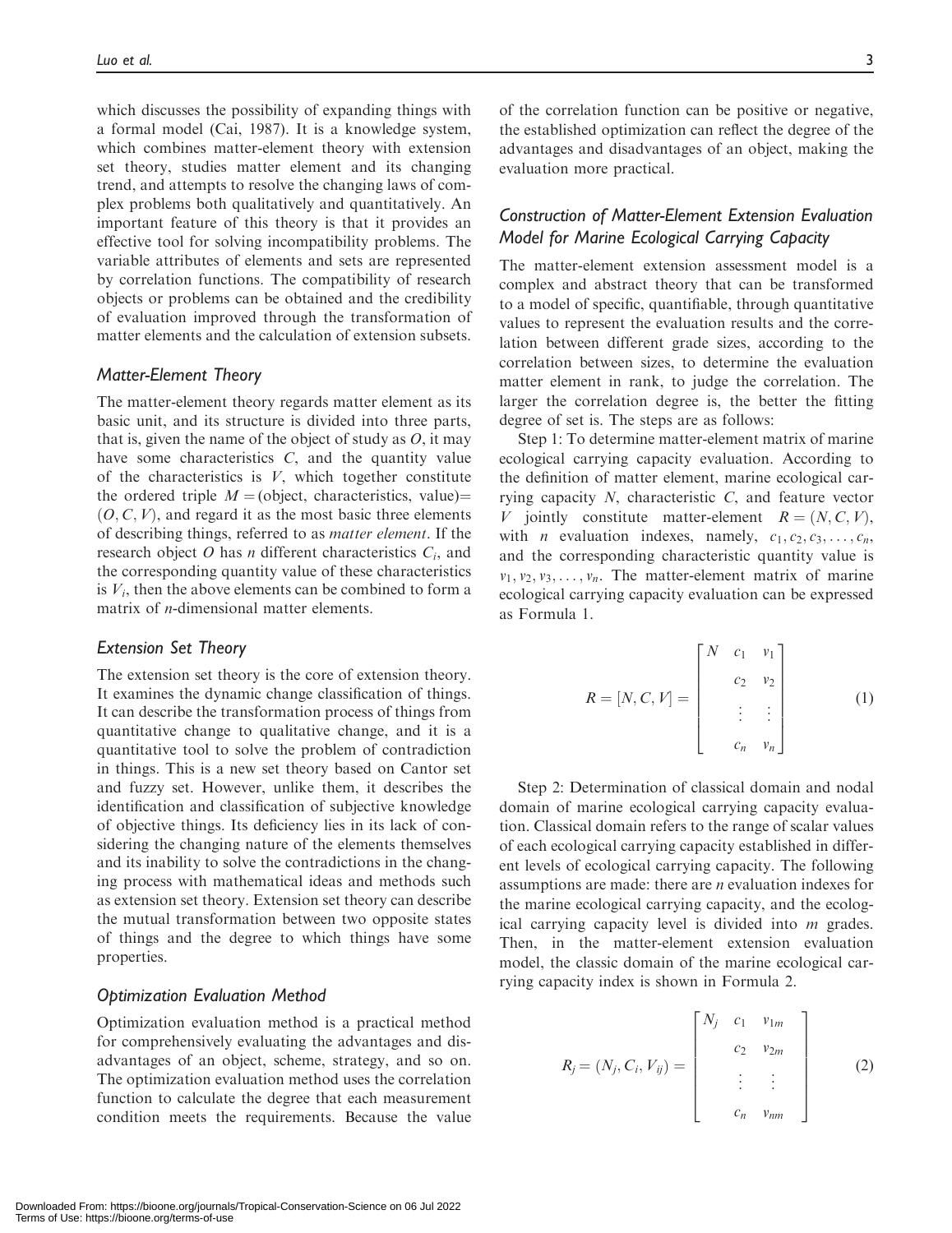which discusses the possibility of expanding things with a formal model (Cai, 1987). It is a knowledge system, which combines matter-element theory with extension set theory, studies matter element and its changing trend, and attempts to resolve the changing laws of complex problems both qualitatively and quantitatively. An important feature of this theory is that it provides an effective tool for solving incompatibility problems. The variable attributes of elements and sets are represented by correlation functions. The compatibility of research objects or problems can be obtained and the credibility of evaluation improved through the transformation of matter elements and the calculation of extension subsets.

### Matter-Element Theory

The matter-element theory regards matter element as its basic unit, and its structure is divided into three parts, that is, given the name of the object of study as $O$, it may have some characteristics $C$, and the quantity value of the characteristics is $V$, which together constitute the ordered triple $M =$ (object, characteristics, value)$=$ $(O, C, V)$, and regard it as the most basic three elements of describing things, referred to as *matter element*. If the research object $O$ has $n$ different characteristics $C_i$, and the corresponding quantity value of these characteristics is $V_i$, then the above elements can be combined to form a matrix of $n$-dimensional matter elements.

### Extension Set Theory

The extension set theory is the core of extension theory. It examines the dynamic change classification of things. It can describe the transformation process of things from quantitative change to qualitative change, and it is a quantitative tool to solve the problem of contradiction in things. This is a new set theory based on Cantor set and fuzzy set. However, unlike them, it describes the identification and classification of subjective knowledge of objective things. Its deficiency lies in its lack of considering the changing nature of the elements themselves and its inability to solve the contradictions in the changing process with mathematical ideas and methods such as extension set theory. Extension set theory can describe the mutual transformation between two opposite states of things and the degree to which things have some properties.

### Optimization Evaluation Method

Optimization evaluation method is a practical method for comprehensively evaluating the advantages and disadvantages of an object, scheme, strategy, and so on. The optimization evaluation method uses the correlation function to calculate the degree that each measurement condition meets the requirements. Because the value of the correlation function can be positive or negative, the established optimization can reflect the degree of the advantages and disadvantages of an object, making the evaluation more practical.

### Construction of Matter-Element Extension Evaluation Model for Marine Ecological Carrying Capacity

The matter-element extension assessment model is a complex and abstract theory that can be transformed to a model of specific, quantifiable, through quantitative values to represent the evaluation results and the correlation between different grade sizes, according to the correlation between sizes, to determine the evaluation matter element in rank, to judge the correlation. The larger the correlation degree is, the better the fitting degree of set is. The steps are as follows:

Step 1: To determine matter-element matrix of marine ecological carrying capacity evaluation. According to the definition of matter element, marine ecological carrying capacity $N$, characteristic $C$, and feature vector $V$ jointly constitute matter-element $R = (N, C, V)$, with $n$ evaluation indexes, namely, $c_1, c_2, c_3, \ldots, c_n$, and the corresponding characteristic quantity value is $v_1, v_2, v_3, \ldots, v_n$. The matter-element matrix of marine ecological carrying capacity evaluation can be expressed as Formula 1.

$$R = [N, C, V] = \begin{bmatrix} N & c_1 & v_1 \\ & c_2 & v_2 \\ & \vdots & \vdots \\ & c_n & v_n \end{bmatrix} \tag{1}$$

Step 2: Determination of classical domain and nodal domain of marine ecological carrying capacity evaluation. Classical domain refers to the range of scalar values of each ecological carrying capacity established in different levels of ecological carrying capacity. The following assumptions are made: there are $n$ evaluation indexes for the marine ecological carrying capacity, and the ecological carrying capacity level is divided into $m$ grades. Then, in the matter-element extension evaluation model, the classic domain of the marine ecological carrying capacity index is shown in Formula 2.

$$R_j = (N_j, C_i, V_{ij}) = \begin{bmatrix} N_j & c_1 & v_{1m} \\ & c_2 & v_{2m} \\ & \vdots & \vdots \\ & c_n & v_{nm} \end{bmatrix} \tag{2}$$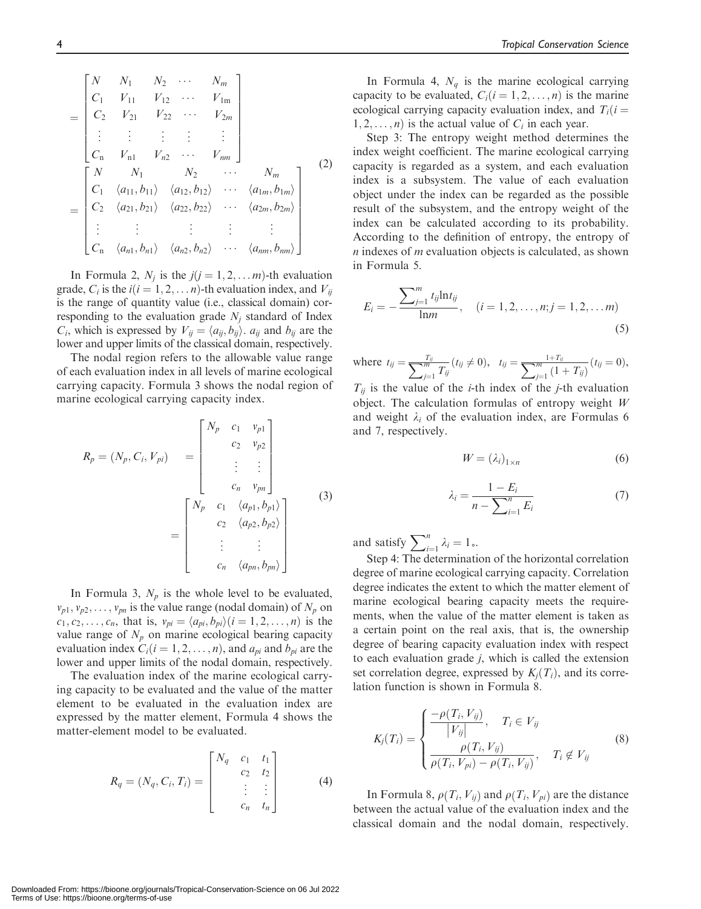$$
= \begin{bmatrix} N & N_1 & N_2 & \cdots & N_m \\ C_1 & V_{11} & V_{12} & \cdots & V_{1\mathrm{m}} \\ C_2 & V_{21} & V_{22} & \cdots & V_{2m} \\ \vdots & \vdots & \vdots & \vdots & \vdots \\ C_{\mathrm{n}} & V_{\mathrm{n}1} & V_{n2} & \cdots & V_{nm} \end{bmatrix}
= \begin{bmatrix} N & N_1 & N_2 & \cdots & N_m \\ C_1 & \langle a_{11}, b_{11} \rangle & \langle a_{12}, b_{12} \rangle & \cdots & \langle a_{1m}, b_{1m} \rangle \\ C_2 & \langle a_{21}, b_{21} \rangle & \langle a_{22}, b_{22} \rangle & \cdots & \langle a_{2m}, b_{2m} \rangle \\ \vdots & \vdots & \vdots & \vdots & \vdots \\ C_{\mathrm{n}} & \langle a_{n1}, b_{n1} \rangle & \langle a_{n2}, b_{n2} \rangle & \cdots & \langle a_{nm}, b_{nm} \rangle \end{bmatrix} \tag{2}
$$

In Formula 2, $N_j$ is the $j(j = 1, 2, \ldots m)$-th evaluation grade, $C_i$ is the $i(i = 1, 2, \ldots n)$-th evaluation index, and $V_{ij}$ is the range of quantity value (i.e., classical domain) corresponding to the evaluation grade $N_j$ standard of Index $C_i$, which is expressed by $V_{ij} = \langle a_{ij}, b_{ij} \rangle$. $a_{ij}$ and $b_{ij}$ are the lower and upper limits of the classical domain, respectively.

The nodal region refers to the allowable value range of each evaluation index in all levels of marine ecological carrying capacity. Formula 3 shows the nodal region of marine ecological carrying capacity index.

$$
R_p = (N_p, C_i, V_{pi}) = \begin{bmatrix} N_p & c_1 & v_{p1} \\ & c_2 & v_{p2} \\ & \vdots & \vdots \\ & c_n & v_{pn} \end{bmatrix} = \begin{bmatrix} N_p & c_1 & \langle a_{p1}, b_{p1} \rangle \\ & c_2 & \langle a_{p2}, b_{p2} \rangle \\ & \vdots & \vdots \\ & c_n & \langle a_{pn}, b_{pn} \rangle \end{bmatrix} \tag{3}
$$

In Formula 3, $N_p$ is the whole level to be evaluated, $v_{p1}, v_{p2}, \ldots, v_{pn}$ is the value range (nodal domain) of $N_p$ on $c_1, c_2, \ldots, c_n$, that is, $v_{pi} = \langle a_{pi}, b_{pi} \rangle (i = 1, 2, \ldots, n)$ is the value range of $N_p$ on marine ecological bearing capacity evaluation index $C_i (i = 1, 2, \ldots, n)$, and $a_{pi}$ and $b_{pi}$ are the lower and upper limits of the nodal domain, respectively.

The evaluation index of the marine ecological carrying capacity to be evaluated and the value of the matter element to be evaluated in the evaluation index are expressed by the matter element, Formula 4 shows the matter-element model to be evaluated.

$$
R_q = (N_q, C_i, T_i) = \begin{bmatrix} N_q & c_1 & t_1 \\ & c_2 & t_2 \\ & \vdots & \vdots \\ & c_n & t_n \end{bmatrix} \tag{4}
$$

In Formula 4, $N_q$ is the marine ecological carrying capacity to be evaluated, $C_i (i = 1, 2, \ldots, n)$ is the marine ecological carrying capacity evaluation index, and $T_i (i = 1, 2, \ldots, n)$ is the actual value of $C_i$ in each year.

Step 3: The entropy weight method determines the index weight coefficient. The marine ecological carrying capacity is regarded as a system, and each evaluation index is a subsystem. The value of each evaluation object under the index can be regarded as the possible result of the subsystem, and the entropy weight of the index can be calculated according to its probability. According to the definition of entropy, the entropy of $n$ indexes of $m$ evaluation objects is calculated, as shown in Formula 5.

$$
E_i = -\frac{\sum_{j=1}^{m} t_{ij} \ln t_{ij}}{\ln m}, \quad (i = 1, 2, \ldots, n; j = 1, 2, \ldots m) \tag{5}
$$

where $t_{ij} = \frac{T_{ij}}{\sum_{j=1}^{m} T_{ij}} (t_{ij} \neq 0), \quad t_{ij} = \frac{1 + T_{ij}}{\sum_{j=1}^{m} (1 + T_{ij})} (t_{ij} = 0)$, $T_{ij}$ is the value of the $i$-th index of the $j$-th evaluation object. The calculation formulas of entropy weight $W$ and weight $\lambda_i$ of the evaluation index, are Formulas 6 and 7, respectively.

$$
W = (\lambda_i)_{1 \times n} \tag{6}
$$

$$
\lambda_i = \frac{1 - E_i}{n - \sum_{i=1}^{n} E_i} \tag{7}
$$

and satisfy $\sum_{i=1}^{n} \lambda_i = 1$。

Step 4: The determination of the horizontal correlation degree of marine ecological carrying capacity. Correlation degree indicates the extent to which the matter element of marine ecological bearing capacity meets the requirements, when the value of the matter element is taken as a certain point on the real axis, that is, the ownership degree of bearing capacity evaluation index with respect to each evaluation grade $j$, which is called the extension set correlation degree, expressed by $K_j(T_i)$, and its correlation function is shown in Formula 8.

$$
K_j(T_i) = \begin{cases} \dfrac{-\rho(T_i, V_{ij})}{|V_{ij}|}, & T_i \in V_{ij} \\ \dfrac{\rho(T_i, V_{ij})}{\rho(T_i, V_{pi}) - \rho(T_i, V_{ij})}, & T_i \notin V_{ij} \end{cases} \tag{8}
$$

In Formula 8, $\rho(T_i, V_{ij})$ and $\rho(T_i, V_{pi})$ are the distance between the actual value of the evaluation index and the classical domain and the nodal domain, respectively.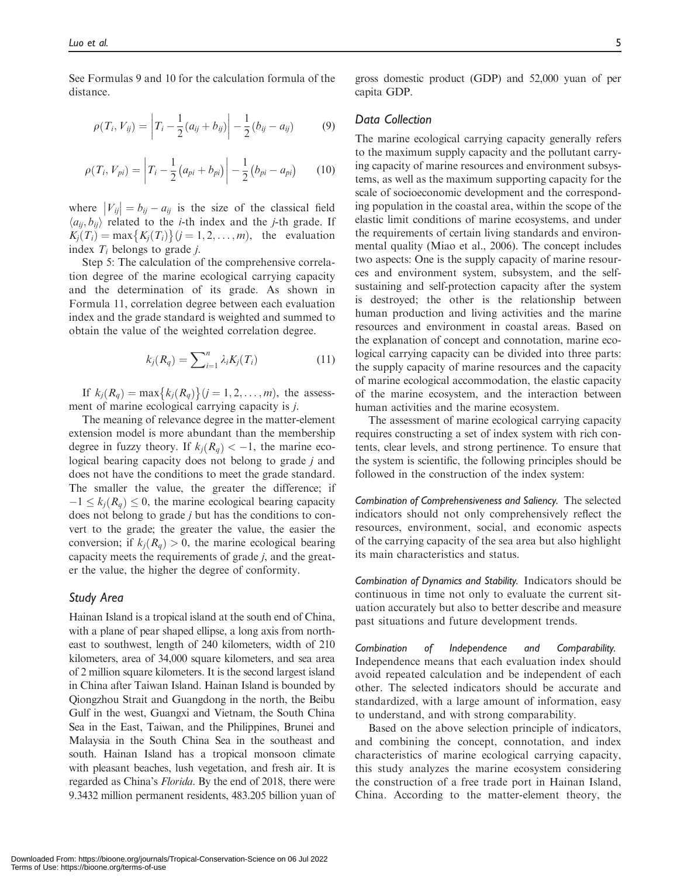See Formulas 9 and 10 for the calculation formula of the distance.

$$\rho(T_i, V_{ij}) = \left|T_i - \frac{1}{2}(a_{ij} + b_{ij})\right| - \frac{1}{2}(b_{ij} - a_{ij}) \tag{9}$$

$$\rho(T_i, V_{pi}) = \left|T_i - \frac{1}{2}(a_{pi} + b_{pi})\right| - \frac{1}{2}(b_{pi} - a_{pi}) \tag{10}$$

where $|V_{ij}| = b_{ij} - a_{ij}$ is the size of the classical field $\langle a_{ij}, b_{ij} \rangle$ related to the *i*-th index and the *j*-th grade. If $K_j(T_i) = \max\{K_j(T_i)\}(j = 1, 2, \ldots, m)$, the evaluation index $T_i$ belongs to grade *j*.

Step 5: The calculation of the comprehensive correlation degree of the marine ecological carrying capacity and the determination of its grade. As shown in Formula 11, correlation degree between each evaluation index and the grade standard is weighted and summed to obtain the value of the weighted correlation degree.

$$k_j(R_q) = \sum_{i=1}^{n} \lambda_i K_j(T_i) \tag{11}$$

If $k_j(R_q) = \max\{k_j(R_q)\}(j = 1, 2, \ldots, m)$, the assessment of marine ecological carrying capacity is *j*.

The meaning of relevance degree in the matter-element extension model is more abundant than the membership degree in fuzzy theory. If $k_j(R_q) < -1$, the marine ecological bearing capacity does not belong to grade *j* and does not have the conditions to meet the grade standard. The smaller the value, the greater the difference; if $-1 \leq k_j(R_q) \leq 0$, the marine ecological bearing capacity does not belong to grade *j* but has the conditions to convert to the grade; the greater the value, the easier the conversion; if $k_j(R_q) > 0$, the marine ecological bearing capacity meets the requirements of grade *j*, and the greater the value, the higher the degree of conformity.

## Study Area

Hainan Island is a tropical island at the south end of China, with a plane of pear shaped ellipse, a long axis from northeast to southwest, length of 240 kilometers, width of 210 kilometers, area of 34,000 square kilometers, and sea area of 2 million square kilometers. It is the second largest island in China after Taiwan Island. Hainan Island is bounded by Qiongzhou Strait and Guangdong in the north, the Beibu Gulf in the west, Guangxi and Vietnam, the South China Sea in the East, Taiwan, and the Philippines, Brunei and Malaysia in the South China Sea in the southeast and south. Hainan Island has a tropical monsoon climate with pleasant beaches, lush vegetation, and fresh air. It is regarded as China's *Florida*. By the end of 2018, there were 9.3432 million permanent residents, 483.205 billion yuan of gross domestic product (GDP) and 52,000 yuan of per capita GDP.

## Data Collection

The marine ecological carrying capacity generally refers to the maximum supply capacity and the pollutant carrying capacity of marine resources and environment subsystems, as well as the maximum supporting capacity for the scale of socioeconomic development and the corresponding population in the coastal area, within the scope of the elastic limit conditions of marine ecosystems, and under the requirements of certain living standards and environmental quality (Miao et al., 2006). The concept includes two aspects: One is the supply capacity of marine resources and environment system, subsystem, and the self-sustaining and self-protection capacity after the system is destroyed; the other is the relationship between human production and living activities and the marine resources and environment in coastal areas. Based on the explanation of concept and connotation, marine ecological carrying capacity can be divided into three parts: the supply capacity of marine resources and the capacity of marine ecological accommodation, the elastic capacity of the marine ecosystem, and the interaction between human activities and the marine ecosystem.

The assessment of marine ecological carrying capacity requires constructing a set of index system with rich contents, clear levels, and strong pertinence. To ensure that the system is scientific, the following principles should be followed in the construction of the index system:

*Combination of Comprehensiveness and Saliency.* The selected indicators should not only comprehensively reflect the resources, environment, social, and economic aspects of the carrying capacity of the sea area but also highlight its main characteristics and status.

*Combination of Dynamics and Stability.* Indicators should be continuous in time not only to evaluate the current situation accurately but also to better describe and measure past situations and future development trends.

*Combination of Independence and Comparability.* Independence means that each evaluation index should avoid repeated calculation and be independent of each other. The selected indicators should be accurate and standardized, with a large amount of information, easy to understand, and with strong comparability.

Based on the above selection principle of indicators, and combining the concept, connotation, and index characteristics of marine ecological carrying capacity, this study analyzes the marine ecosystem considering the construction of a free trade port in Hainan Island, China. According to the matter-element theory, the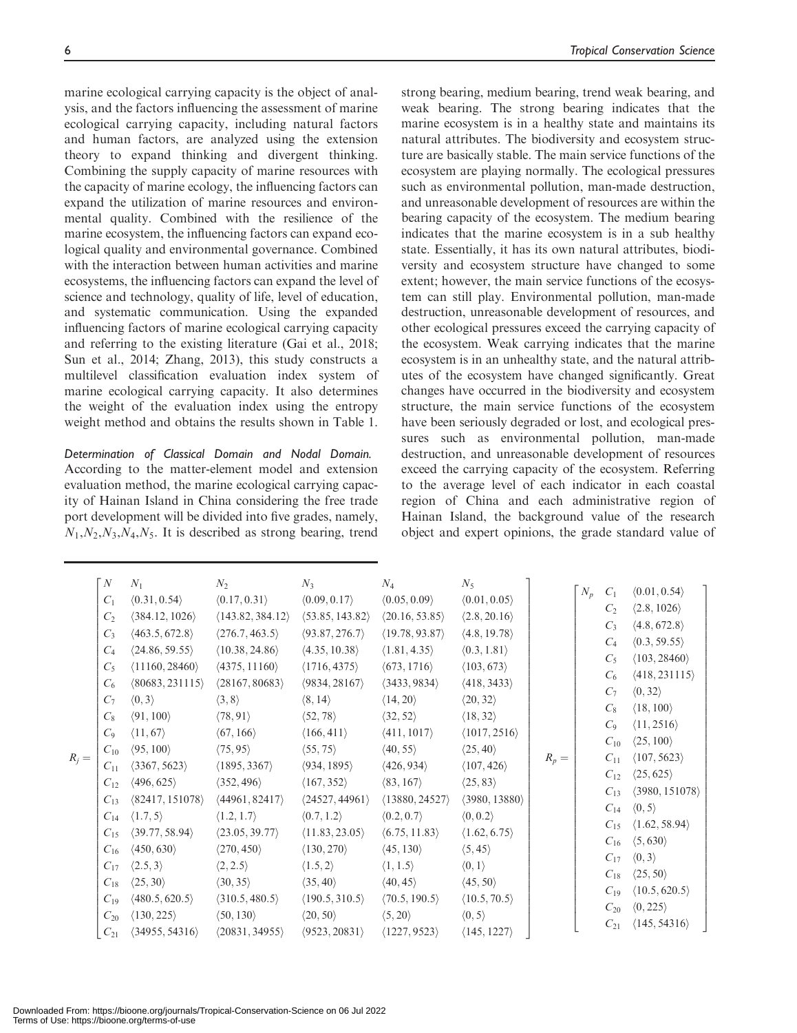marine ecological carrying capacity is the object of analysis, and the factors influencing the assessment of marine ecological carrying capacity, including natural factors and human factors, are analyzed using the extension theory to expand thinking and divergent thinking. Combining the supply capacity of marine resources with the capacity of marine ecology, the influencing factors can expand the utilization of marine resources and environmental quality. Combined with the resilience of the marine ecosystem, the influencing factors can expand ecological quality and environmental governance. Combined with the interaction between human activities and marine ecosystems, the influencing factors can expand the level of science and technology, quality of life, level of education, and systematic communication. Using the expanded influencing factors of marine ecological carrying capacity and referring to the existing literature (Gai et al., 2018; Sun et al., 2014; Zhang, 2013), this study constructs a multilevel classification evaluation index system of marine ecological carrying capacity. It also determines the weight of the evaluation index using the entropy weight method and obtains the results shown in Table 1.

*Determination of Classical Domain and Nodal Domain.* According to the matter-element model and extension evaluation method, the marine ecological carrying capacity of Hainan Island in China considering the free trade port development will be divided into five grades, namely, $N_1$,$N_2$,$N_3$,$N_4$,$N_5$. It is described as strong bearing, trend strong bearing, medium bearing, trend weak bearing, and weak bearing. The strong bearing indicates that the marine ecosystem is in a healthy state and maintains its natural attributes. The biodiversity and ecosystem structure are basically stable. The main service functions of the ecosystem are playing normally. The ecological pressures such as environmental pollution, man-made destruction, and unreasonable development of resources are within the bearing capacity of the ecosystem. The medium bearing indicates that the marine ecosystem is in a sub healthy state. Essentially, it has its own natural attributes, biodiversity and ecosystem structure have changed to some extent; however, the main service functions of the ecosystem can still play. Environmental pollution, man-made destruction, unreasonable development of resources, and other ecological pressures exceed the carrying capacity of the ecosystem. Weak carrying indicates that the marine ecosystem is in an unhealthy state, and the natural attributes of the ecosystem have changed significantly. Great changes have occurred in the biodiversity and ecosystem structure, the main service functions of the ecosystem have been seriously degraded or lost, and ecological pressures such as environmental pollution, man-made destruction, and unreasonable development of resources exceed the carrying capacity of the ecosystem. Referring to the average level of each indicator in each coastal region of China and each administrative region of Hainan Island, the background value of the research object and expert opinions, the grade standard value of

$$
R_j = \begin{bmatrix}
N & N_1 & N_2 & N_3 & N_4 & N_5 \\
C_1 & \langle 0.31, 0.54\rangle & \langle 0.17, 0.31\rangle & \langle 0.09, 0.17\rangle & \langle 0.05, 0.09\rangle & \langle 0.01, 0.05\rangle \\
C_2 & \langle 384.12, 1026\rangle & \langle 143.82, 384.12\rangle & \langle 53.85, 143.82\rangle & \langle 20.16, 53.85\rangle & \langle 2.8, 20.16\rangle \\
C_3 & \langle 463.5, 672.8\rangle & \langle 276.7, 463.5\rangle & \langle 93.87, 276.7\rangle & \langle 19.78, 93.87\rangle & \langle 4.8, 19.78\rangle \\
C_4 & \langle 24.86, 59.55\rangle & \langle 10.38, 24.86\rangle & \langle 4.35, 10.38\rangle & \langle 1.81, 4.35\rangle & \langle 0.3, 1.81\rangle \\
C_5 & \langle 11160, 28460\rangle & \langle 4375, 11160\rangle & \langle 1716, 4375\rangle & \langle 673, 1716\rangle & \langle 103, 673\rangle \\
C_6 & \langle 80683, 231115\rangle & \langle 28167, 80683\rangle & \langle 9834, 28167\rangle & \langle 3433, 9834\rangle & \langle 418, 3433\rangle \\
C_7 & \langle 0, 3\rangle & \langle 3, 8\rangle & \langle 8, 14\rangle & \langle 14, 20\rangle & \langle 20, 32\rangle \\
C_8 & \langle 91, 100\rangle & \langle 78, 91\rangle & \langle 52, 78\rangle & \langle 32, 52\rangle & \langle 18, 32\rangle \\
C_9 & \langle 11, 67\rangle & \langle 67, 166\rangle & \langle 166, 411\rangle & \langle 411, 1017\rangle & \langle 1017, 2516\rangle \\
C_{10} & \langle 95, 100\rangle & \langle 75, 95\rangle & \langle 55, 75\rangle & \langle 40, 55\rangle & \langle 25, 40\rangle \\
C_{11} & \langle 3367, 5623\rangle & \langle 1895, 3367\rangle & \langle 934, 1895\rangle & \langle 426, 934\rangle & \langle 107, 426\rangle \\
C_{12} & \langle 496, 625\rangle & \langle 352, 496\rangle & \langle 167, 352\rangle & \langle 83, 167\rangle & \langle 25, 83\rangle \\
C_{13} & \langle 82417, 151078\rangle & \langle 44961, 82417\rangle & \langle 24527, 44961\rangle & \langle 13880, 24527\rangle & \langle 3980, 13880\rangle \\
C_{14} & \langle 1.7, 5\rangle & \langle 1.2, 1.7\rangle & \langle 0.7, 1.2\rangle & \langle 0.2, 0.7\rangle & \langle 0, 0.2\rangle \\
C_{15} & \langle 39.77, 58.94\rangle & \langle 23.05, 39.77\rangle & \langle 11.83, 23.05\rangle & \langle 6.75, 11.83\rangle & \langle 1.62, 6.75\rangle \\
C_{16} & \langle 450, 630\rangle & \langle 270, 450\rangle & \langle 130, 270\rangle & \langle 45, 130\rangle & \langle 5, 45\rangle \\
C_{17} & \langle 2.5, 3\rangle & \langle 2, 2.5\rangle & \langle 1.5, 2\rangle & \langle 1, 1.5\rangle & \langle 0, 1\rangle \\
C_{18} & \langle 25, 30\rangle & \langle 30, 35\rangle & \langle 35, 40\rangle & \langle 40, 45\rangle & \langle 45, 50\rangle \\
C_{19} & \langle 480.5, 620.5\rangle & \langle 310.5, 480.5\rangle & \langle 190.5, 310.5\rangle & \langle 70.5, 190.5\rangle & \langle 10.5, 70.5\rangle \\
C_{20} & \langle 130, 225\rangle & \langle 50, 130\rangle & \langle 20, 50\rangle & \langle 5, 20\rangle & \langle 0, 5\rangle \\
C_{21} & \langle 34955, 54316\rangle & \langle 20831, 34955\rangle & \langle 9523, 20831\rangle & \langle 1227, 9523\rangle & \langle 145, 1227\rangle
\end{bmatrix}
\quad
R_p = \begin{bmatrix}
N_p & C_1 & \langle 0.01, 0.54\rangle \\
 & C_2 & \langle 2.8, 1026\rangle \\
 & C_3 & \langle 4.8, 672.8\rangle \\
 & C_4 & \langle 0.3, 59.55\rangle \\
 & C_5 & \langle 103, 28460\rangle \\
 & C_6 & \langle 418, 231115\rangle \\
 & C_7 & \langle 0, 32\rangle \\
 & C_8 & \langle 18, 100\rangle \\
 & C_9 & \langle 11, 2516\rangle \\
 & C_{10} & \langle 25, 100\rangle \\
 & C_{11} & \langle 107, 5623\rangle \\
 & C_{12} & \langle 25, 625\rangle \\
 & C_{13} & \langle 3980, 151078\rangle \\
 & C_{14} & \langle 0, 5\rangle \\
 & C_{15} & \langle 1.62, 58.94\rangle \\
 & C_{16} & \langle 5, 630\rangle \\
 & C_{17} & \langle 0, 3\rangle \\
 & C_{18} & \langle 25, 50\rangle \\
 & C_{19} & \langle 10.5, 620.5\rangle \\
 & C_{20} & \langle 0, 225\rangle \\
 & C_{21} & \langle 145, 54316\rangle
\end{bmatrix}
$$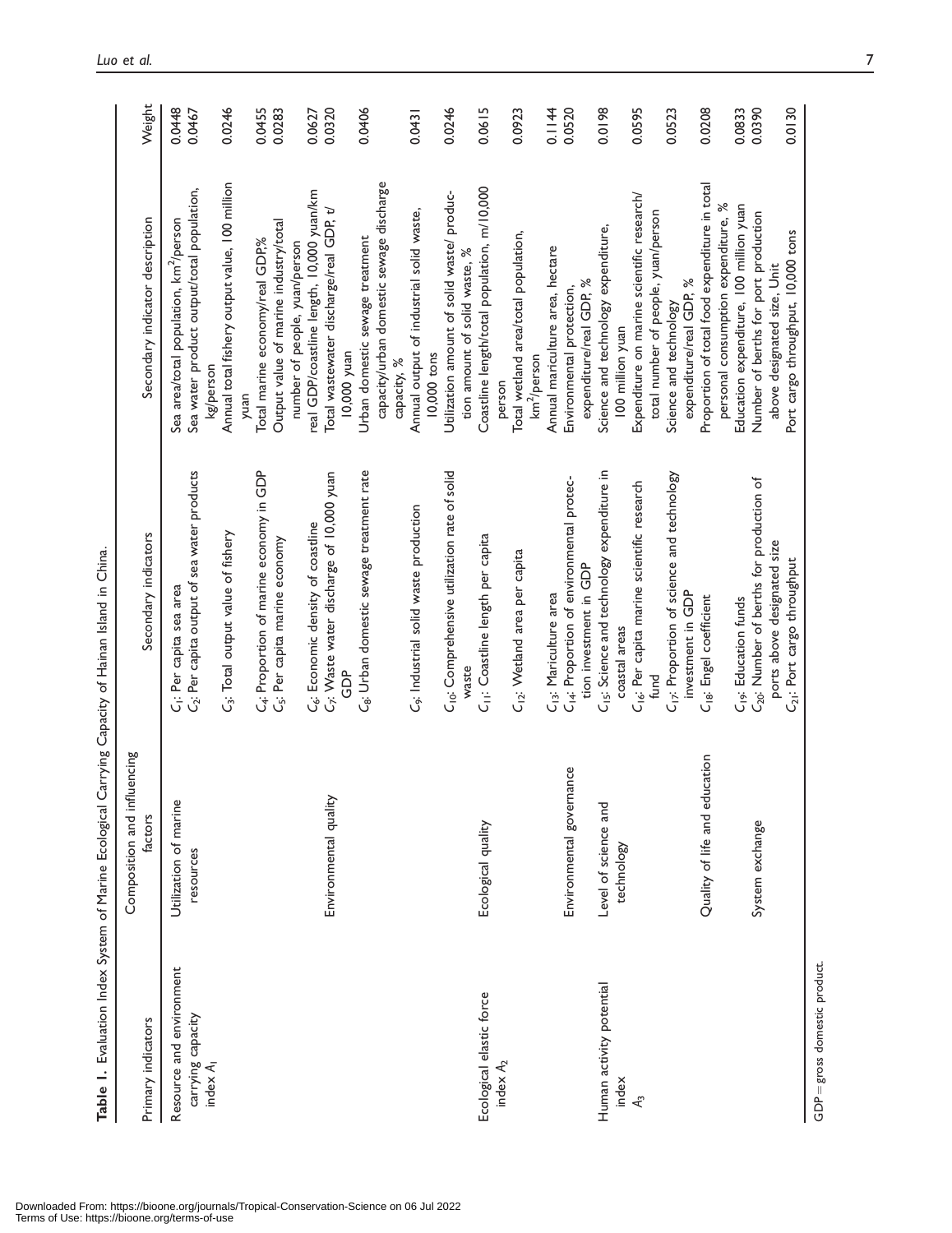**Table 1.** Evaluation Index System of Marine Ecological Carrying Capacity of Hainan Island in China.

| Primary indicators | Composition and influencing factors | Secondary indicators | Secondary indicator description | Weight |
|---|---|---|---|---|
| Resource and environment carrying capacity index $A_1$ | Utilization of marine resources | $C_1$: Per capita sea area | Sea area/total population, km$^2$/person | 0.0448 |
| | | $C_2$: Per capita output of sea water products | Sea water product output/total population, kg/person | 0.0467 |
| | | $C_3$: Total output value of fishery | Annual total fishery output value, 100 million yuan | 0.0246 |
| | | $C_4$: Proportion of marine economy in GDP | Total marine economy/real GDP,% | 0.0455 |
| | | $C_5$: Per capita marine economy | Output value of marine industry/total number of people, yuan/person | 0.0283 |
| | Environmental quality | $C_6$: Economic density of coastline | real GDP/coastline length, 10,000 yuan/km | 0.0627 |
| | | $C_7$: Waste water discharge of 10,000 yuan GDP | Total wastewater discharge/real GDP, t/10,000 yuan | 0.0320 |
| | | $C_8$: Urban domestic sewage treatment rate | Urban domestic sewage treatment capacity/urban domestic sewage discharge capacity, % | 0.0406 |
| | | $C_9$: Industrial solid waste production | Annual output of industrial solid waste, 10,000 tons | 0.0431 |
| | | $C_{10}$: Comprehensive utilization rate of solid waste | Utilization amount of solid waste/ production amount of solid waste, % | 0.0246 |
| Ecological elastic force index $A_2$ | Ecological quality | $C_{11}$: Coastline length per capita | Coastline length/total population, m/10,000 person | 0.0615 |
| | | $C_{12}$: Wetland area per capita | Total wetland area/total population, km$^2$/person | 0.0923 |
| | | $C_{13}$: Mariculture area | Annual mariculture area, hectare | 0.1144 |
| | Environmental governance | $C_{14}$: Proportion of environmental protection investment in GDP | Environmental protection, expenditure/real GDP, % | 0.0520 |
| Human activity potential index $A_3$ | Level of science and technology | $C_{15}$: Science and technology expenditure in coastal areas | Science and technology expenditure, 100 million yuan | 0.0198 |
| | | $C_{16}$: Per capita marine scientific research fund | Expenditure on marine scientific research/total number of people, yuan/person | 0.0595 |
| | | $C_{17}$: Proportion of science and technology investment in GDP | Science and technology expenditure/real GDP, % | 0.0523 |
| | Quality of life and education | $C_{18}$: Engel coefficient | Proportion of total food expenditure in total personal consumption expenditure, % | 0.0208 |
| | | $C_{19}$: Education funds | Education expenditure, 100 million yuan | 0.0833 |
| | System exchange | $C_{20}$: Number of berths for production of ports above designated size | Number of berths for port production above designated size, Unit | 0.0390 |
| | | $C_{21}$: Port cargo throughput | Port cargo throughput, 10,000 tons | 0.0130 |

GDP = gross domestic product.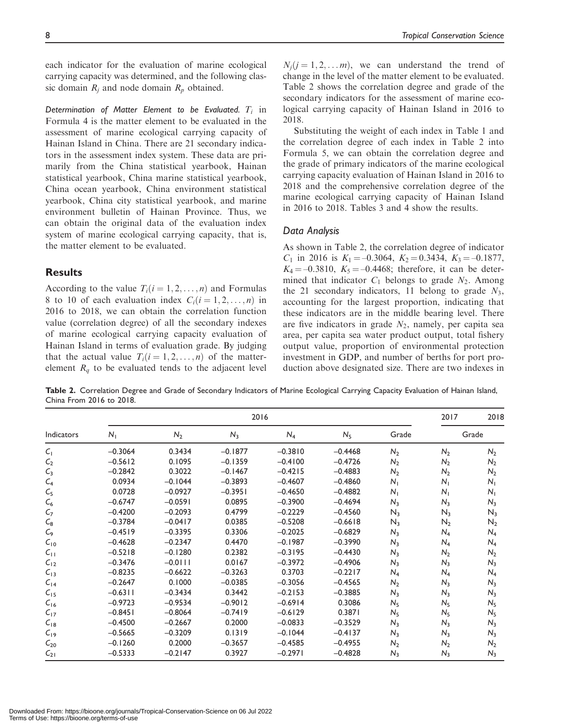each indicator for the evaluation of marine ecological carrying capacity was determined, and the following classic domain $R_j$ and node domain $R_p$ obtained.

*Determination of Matter Element to be Evaluated.* $T_i$ in Formula 4 is the matter element to be evaluated in the assessment of marine ecological carrying capacity of Hainan Island in China. There are 21 secondary indicators in the assessment index system. These data are primarily from the China statistical yearbook, Hainan statistical yearbook, China marine statistical yearbook, China ocean yearbook, China environment statistical yearbook, China city statistical yearbook, and marine environment bulletin of Hainan Province. Thus, we can obtain the original data of the evaluation index system of marine ecological carrying capacity, that is, the matter element to be evaluated.

## Results

According to the value $T_i(i = 1, 2, \ldots, n)$ and Formulas 8 to 10 of each evaluation index $C_i(i = 1, 2, \ldots, n)$ in 2016 to 2018, we can obtain the correlation function value (correlation degree) of all the secondary indexes of marine ecological carrying capacity evaluation of Hainan Island in terms of evaluation grade. By judging that the actual value $T_i(i = 1, 2, \ldots, n)$ of the matter-element $R_q$ to be evaluated tends to the adjacent level $N_j(j = 1, 2, \ldots m)$, we can understand the trend of change in the level of the matter element to be evaluated. Table 2 shows the correlation degree and grade of the secondary indicators for the assessment of marine ecological carrying capacity of Hainan Island in 2016 to 2018.

Substituting the weight of each index in Table 1 and the correlation degree of each index in Table 2 into Formula 5, we can obtain the correlation degree and the grade of primary indicators of the marine ecological carrying capacity evaluation of Hainan Island in 2016 to 2018 and the comprehensive correlation degree of the marine ecological carrying capacity of Hainan Island in 2016 to 2018. Tables 3 and 4 show the results.

### Data Analysis

As shown in Table 2, the correlation degree of indicator $C_1$ in 2016 is $K_1 = -0.3064$, $K_2 = 0.3434$, $K_3 = -0.1877$, $K_4 = -0.3810$, $K_5 = -0.4468$; therefore, it can be determined that indicator $C_1$ belongs to grade $N_2$. Among the 21 secondary indicators, 11 belong to grade $N_3$, accounting for the largest proportion, indicating that these indicators are in the middle bearing level. There are five indicators in grade $N_2$, namely, per capita sea area, per capita sea water product output, total fishery output value, proportion of environmental protection investment in GDP, and number of berths for port production above designated size. There are two indexes in

**Table 2.** Correlation Degree and Grade of Secondary Indicators of Marine Ecological Carrying Capacity Evaluation of Hainan Island, China From 2016 to 2018.

| Indicators | 2016 | | | | | | 2017 | 2018 |
|---|---|---|---|---|---|---|---|---|
| | $N_1$ | $N_2$ | $N_3$ | $N_4$ | $N_5$ | Grade | Grade | Grade |
| $C_1$ | −0.3064 | 0.3434 | −0.1877 | −0.3810 | −0.4468 | $N_2$ | $N_2$ | $N_2$ |
| $C_2$ | −0.5612 | 0.1095 | −0.1359 | −0.4100 | −0.4726 | $N_2$ | $N_2$ | $N_2$ |
| $C_3$ | −0.2842 | 0.3022 | −0.1467 | −0.4215 | −0.4883 | $N_2$ | $N_2$ | $N_2$ |
| $C_4$ | 0.0934 | −0.1044 | −0.3893 | −0.4607 | −0.4860 | $N_1$ | $N_1$ | $N_1$ |
| $C_5$ | 0.0728 | −0.0927 | −0.3951 | −0.4650 | −0.4882 | $N_1$ | $N_1$ | $N_1$ |
| $C_6$ | −0.6747 | −0.0591 | 0.0895 | −0.3900 | −0.4694 | $N_3$ | $N_3$ | $N_3$ |
| $C_7$ | −0.4200 | −0.2093 | 0.4799 | −0.2229 | −0.4560 | $N_3$ | $N_3$ | $N_3$ |
| $C_8$ | −0.3784 | −0.0417 | 0.0385 | −0.5208 | −0.6618 | $N_3$ | $N_2$ | $N_2$ |
| $C_9$ | −0.4519 | −0.3395 | 0.3306 | −0.2025 | −0.6829 | $N_3$ | $N_4$ | $N_4$ |
| $C_{10}$ | −0.4628 | −0.2347 | 0.4470 | −0.1987 | −0.3990 | $N_3$ | $N_4$ | $N_4$ |
| $C_{11}$ | −0.5218 | −0.1280 | 0.2382 | −0.3195 | −0.4430 | $N_3$ | $N_2$ | $N_2$ |
| $C_{12}$ | −0.3476 | −0.0111 | 0.0167 | −0.3972 | −0.4906 | $N_3$ | $N_3$ | $N_3$ |
| $C_{13}$ | −0.8235 | −0.6622 | −0.3263 | 0.3703 | −0.2217 | $N_4$ | $N_4$ | $N_4$ |
| $C_{14}$ | −0.2647 | 0.1000 | −0.0385 | −0.3056 | −0.4565 | $N_2$ | $N_3$ | $N_3$ |
| $C_{15}$ | −0.6311 | −0.3434 | 0.3442 | −0.2153 | −0.3885 | $N_3$ | $N_3$ | $N_3$ |
| $C_{16}$ | −0.9723 | −0.9534 | −0.9012 | −0.6914 | 0.3086 | $N_5$ | $N_5$ | $N_5$ |
| $C_{17}$ | −0.8451 | −0.8064 | −0.7419 | −0.6129 | 0.3871 | $N_5$ | $N_5$ | $N_5$ |
| $C_{18}$ | −0.4500 | −0.2667 | 0.2000 | −0.0833 | −0.3529 | $N_3$ | $N_3$ | $N_3$ |
| $C_{19}$ | −0.5665 | −0.3209 | 0.1319 | −0.1044 | −0.4137 | $N_3$ | $N_3$ | $N_3$ |
| $C_{20}$ | −0.1260 | 0.2000 | −0.3657 | −0.4585 | −0.4955 | $N_2$ | $N_2$ | $N_2$ |
| $C_{21}$ | −0.5333 | −0.2147 | 0.3927 | −0.2971 | −0.4828 | $N_3$ | $N_3$ | $N_3$ |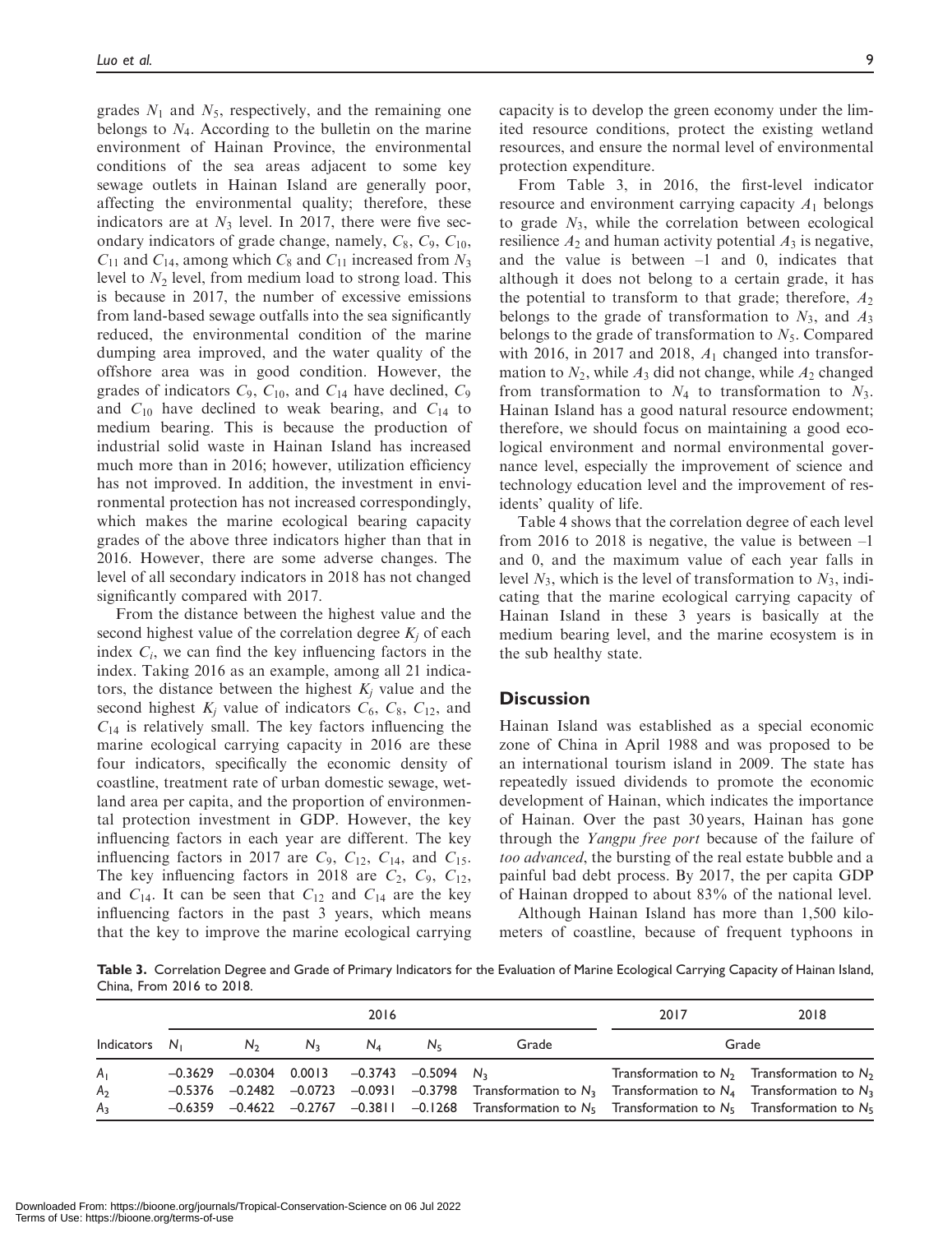grades $N_1$ and $N_5$, respectively, and the remaining one belongs to $N_4$. According to the bulletin on the marine environment of Hainan Province, the environmental conditions of the sea areas adjacent to some key sewage outlets in Hainan Island are generally poor, affecting the environmental quality; therefore, these indicators are at $N_3$ level. In 2017, there were five secondary indicators of grade change, namely, $C_8$, $C_9$, $C_{10}$, $C_{11}$ and $C_{14}$, among which $C_8$ and $C_{11}$ increased from $N_3$ level to $N_2$ level, from medium load to strong load. This is because in 2017, the number of excessive emissions from land-based sewage outfalls into the sea significantly reduced, the environmental condition of the marine dumping area improved, and the water quality of the offshore area was in good condition. However, the grades of indicators $C_9$, $C_{10}$, and $C_{14}$ have declined, $C_9$ and $C_{10}$ have declined to weak bearing, and $C_{14}$ to medium bearing. This is because the production of industrial solid waste in Hainan Island has increased much more than in 2016; however, utilization efficiency has not improved. In addition, the investment in environmental protection has not increased correspondingly, which makes the marine ecological bearing capacity grades of the above three indicators higher than that in 2016. However, there are some adverse changes. The level of all secondary indicators in 2018 has not changed significantly compared with 2017.

From the distance between the highest value and the second highest value of the correlation degree $K_j$ of each index $C_i$, we can find the key influencing factors in the index. Taking 2016 as an example, among all 21 indicators, the distance between the highest $K_j$ value and the second highest $K_j$ value of indicators $C_6$, $C_8$, $C_{12}$, and $C_{14}$ is relatively small. The key factors influencing the marine ecological carrying capacity in 2016 are these four indicators, specifically the economic density of coastline, treatment rate of urban domestic sewage, wetland area per capita, and the proportion of environmental protection investment in GDP. However, the key influencing factors in each year are different. The key influencing factors in 2017 are $C_9$, $C_{12}$, $C_{14}$, and $C_{15}$. The key influencing factors in 2018 are $C_2$, $C_9$, $C_{12}$, and $C_{14}$. It can be seen that $C_{12}$ and $C_{14}$ are the key influencing factors in the past 3 years, which means that the key to improve the marine ecological carrying capacity is to develop the green economy under the limited resource conditions, protect the existing wetland resources, and ensure the normal level of environmental protection expenditure.

From Table 3, in 2016, the first-level indicator resource and environment carrying capacity $A_1$ belongs to grade $N_3$, while the correlation between ecological resilience $A_2$ and human activity potential $A_3$ is negative, and the value is between –1 and 0, indicates that although it does not belong to a certain grade, it has the potential to transform to that grade; therefore, $A_2$ belongs to the grade of transformation to $N_3$, and $A_3$ belongs to the grade of transformation to $N_5$. Compared with 2016, in 2017 and 2018, $A_1$ changed into transformation to $N_2$, while $A_3$ did not change, while $A_2$ changed from transformation to $N_4$ to transformation to $N_3$. Hainan Island has a good natural resource endowment; therefore, we should focus on maintaining a good ecological environment and normal environmental governance level, especially the improvement of science and technology education level and the improvement of residents' quality of life.

Table 4 shows that the correlation degree of each level from 2016 to 2018 is negative, the value is between –1 and 0, and the maximum value of each year falls in level $N_3$, which is the level of transformation to $N_3$, indicating that the marine ecological carrying capacity of Hainan Island in these 3 years is basically at the medium bearing level, and the marine ecosystem is in the sub healthy state.

## Discussion

Hainan Island was established as a special economic zone of China in April 1988 and was proposed to be an international tourism island in 2009. The state has repeatedly issued dividends to promote the economic development of Hainan, which indicates the importance of Hainan. Over the past 30 years, Hainan has gone through the *Yangpu free port* because of the failure of *too advanced*, the bursting of the real estate bubble and a painful bad debt process. By 2017, the per capita GDP of Hainan dropped to about 83% of the national level.

Although Hainan Island has more than 1,500 kilometers of coastline, because of frequent typhoons in

**Table 3.** Correlation Degree and Grade of Primary Indicators for the Evaluation of Marine Ecological Carrying Capacity of Hainan Island, China, From 2016 to 2018.

| Indicators | 2016 | | | | | | 2017 | 2018 |
|---|---|---|---|---|---|---|---|---|
| | $N_1$ | $N_2$ | $N_3$ | $N_4$ | $N_5$ | Grade | Grade | |
| $A_1$ | –0.3629 | –0.0304 | 0.0013 | –0.3743 | –0.5094 | $N_3$ | Transformation to $N_2$ | Transformation to $N_2$ |
| $A_2$ | –0.5376 | –0.2482 | –0.0723 | –0.0931 | –0.3798 | Transformation to $N_3$ | Transformation to $N_4$ | Transformation to $N_3$ |
| $A_3$ | –0.6359 | –0.4622 | –0.2767 | –0.3811 | –0.1268 | Transformation to $N_5$ | Transformation to $N_5$ | Transformation to $N_5$ |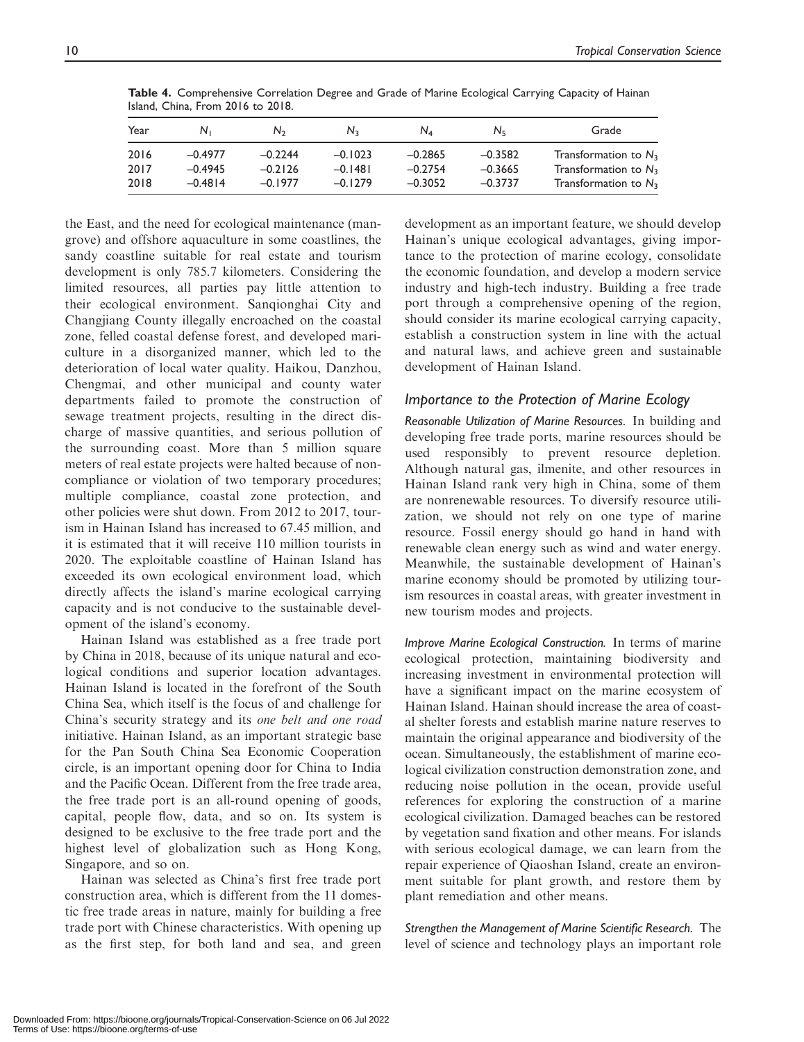**Table 4.** Comprehensive Correlation Degree and Grade of Marine Ecological Carrying Capacity of Hainan Island, China, From 2016 to 2018.

| Year | $N_1$ | $N_2$ | $N_3$ | $N_4$ | $N_5$ | Grade |
|---|---|---|---|---|---|---|
| 2016 | −0.4977 | −0.2244 | −0.1023 | −0.2865 | −0.3582 | Transformation to $N_3$ |
| 2017 | −0.4945 | −0.2126 | −0.1481 | −0.2754 | −0.3665 | Transformation to $N_3$ |
| 2018 | −0.4814 | −0.1977 | −0.1279 | −0.3052 | −0.3737 | Transformation to $N_3$ |

the East, and the need for ecological maintenance (mangrove) and offshore aquaculture in some coastlines, the sandy coastline suitable for real estate and tourism development is only 785.7 kilometers. Considering the limited resources, all parties pay little attention to their ecological environment. Sanqionghai City and Changjiang County illegally encroached on the coastal zone, felled coastal defense forest, and developed mariculture in a disorganized manner, which led to the deterioration of local water quality. Haikou, Danzhou, Chengmai, and other municipal and county water departments failed to promote the construction of sewage treatment projects, resulting in the direct discharge of massive quantities, and serious pollution of the surrounding coast. More than 5 million square meters of real estate projects were halted because of noncompliance or violation of two temporary procedures; multiple compliance, coastal zone protection, and other policies were shut down. From 2012 to 2017, tourism in Hainan Island has increased to 67.45 million, and it is estimated that it will receive 110 million tourists in 2020. The exploitable coastline of Hainan Island has exceeded its own ecological environment load, which directly affects the island's marine ecological carrying capacity and is not conducive to the sustainable development of the island's economy.

Hainan Island was established as a free trade port by China in 2018, because of its unique natural and ecological conditions and superior location advantages. Hainan Island is located in the forefront of the South China Sea, which itself is the focus of and challenge for China's security strategy and its *one belt and one road* initiative. Hainan Island, as an important strategic base for the Pan South China Sea Economic Cooperation circle, is an important opening door for China to India and the Pacific Ocean. Different from the free trade area, the free trade port is an all-round opening of goods, capital, people flow, data, and so on. Its system is designed to be exclusive to the free trade port and the highest level of globalization such as Hong Kong, Singapore, and so on.

Hainan was selected as China's first free trade port construction area, which is different from the 11 domestic free trade areas in nature, mainly for building a free trade port with Chinese characteristics. With opening up as the first step, for both land and sea, and green development as an important feature, we should develop Hainan's unique ecological advantages, giving importance to the protection of marine ecology, consolidate the economic foundation, and develop a modern service industry and high-tech industry. Building a free trade port through a comprehensive opening of the region, should consider its marine ecological carrying capacity, establish a construction system in line with the actual and natural laws, and achieve green and sustainable development of Hainan Island.

## Importance to the Protection of Marine Ecology

*Reasonable Utilization of Marine Resources.* In building and developing free trade ports, marine resources should be used responsibly to prevent resource depletion. Although natural gas, ilmenite, and other resources in Hainan Island rank very high in China, some of them are nonrenewable resources. To diversify resource utilization, we should not rely on one type of marine resource. Fossil energy should go hand in hand with renewable clean energy such as wind and water energy. Meanwhile, the sustainable development of Hainan's marine economy should be promoted by utilizing tourism resources in coastal areas, with greater investment in new tourism modes and projects.

*Improve Marine Ecological Construction.* In terms of marine ecological protection, maintaining biodiversity and increasing investment in environmental protection will have a significant impact on the marine ecosystem of Hainan Island. Hainan should increase the area of coastal shelter forests and establish marine nature reserves to maintain the original appearance and biodiversity of the ocean. Simultaneously, the establishment of marine ecological civilization construction demonstration zone, and reducing noise pollution in the ocean, provide useful references for exploring the construction of a marine ecological civilization. Damaged beaches can be restored by vegetation sand fixation and other means. For islands with serious ecological damage, we can learn from the repair experience of Qiaoshan Island, create an environment suitable for plant growth, and restore them by plant remediation and other means.

*Strengthen the Management of Marine Scientific Research.* The level of science and technology plays an important role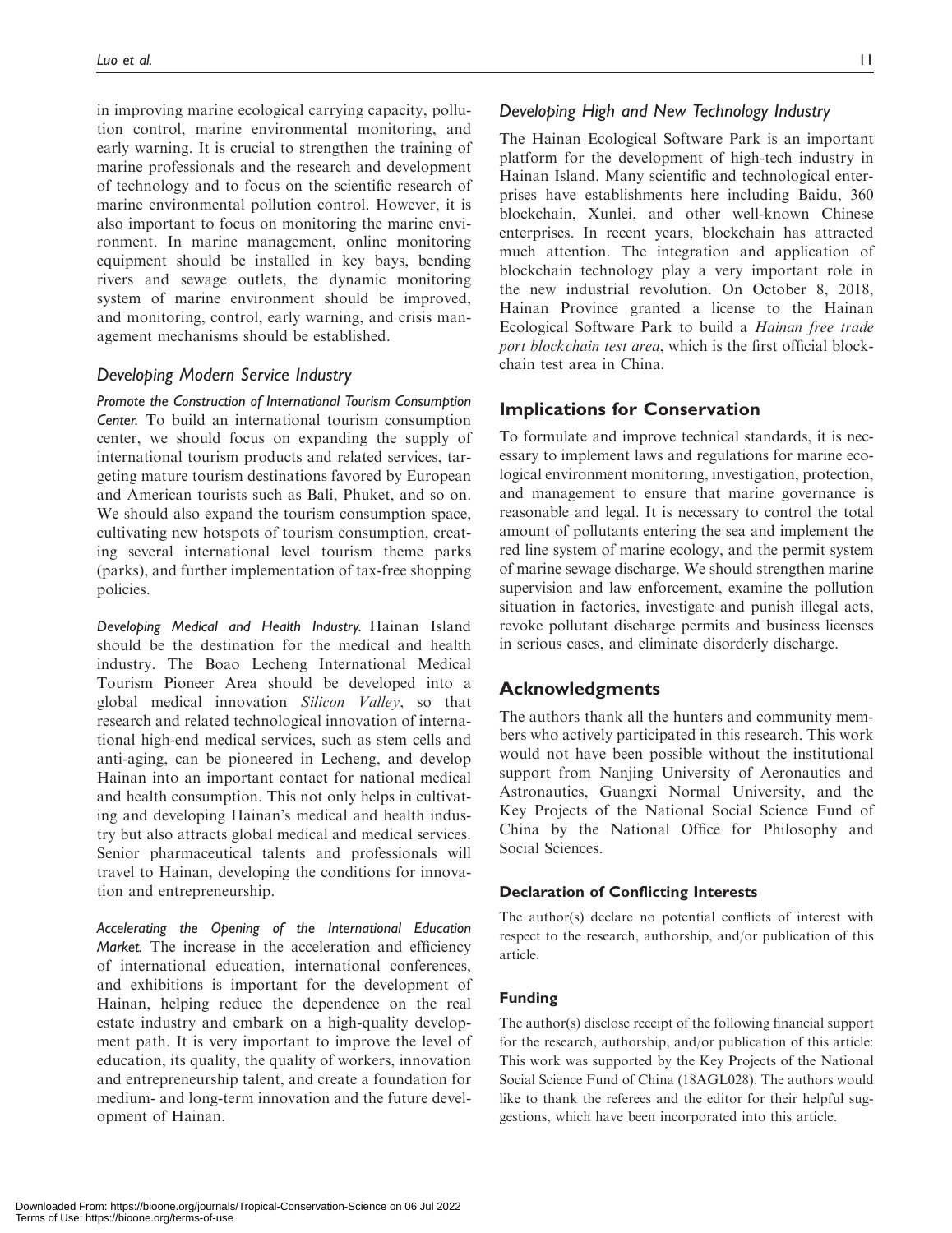in improving marine ecological carrying capacity, pollution control, marine environmental monitoring, and early warning. It is crucial to strengthen the training of marine professionals and the research and development of technology and to focus on the scientific research of marine environmental pollution control. However, it is also important to focus on monitoring the marine environment. In marine management, online monitoring equipment should be installed in key bays, bending rivers and sewage outlets, the dynamic monitoring system of marine environment should be improved, and monitoring, control, early warning, and crisis management mechanisms should be established.

### *Developing Modern Service Industry*

*Promote the Construction of International Tourism Consumption Center.* To build an international tourism consumption center, we should focus on expanding the supply of international tourism products and related services, targeting mature tourism destinations favored by European and American tourists such as Bali, Phuket, and so on. We should also expand the tourism consumption space, cultivating new hotspots of tourism consumption, creating several international level tourism theme parks (parks), and further implementation of tax-free shopping policies.

*Developing Medical and Health Industry.* Hainan Island should be the destination for the medical and health industry. The Boao Lecheng International Medical Tourism Pioneer Area should be developed into a global medical innovation *Silicon Valley*, so that research and related technological innovation of international high-end medical services, such as stem cells and anti-aging, can be pioneered in Lecheng, and develop Hainan into an important contact for national medical and health consumption. This not only helps in cultivating and developing Hainan's medical and health industry but also attracts global medical and medical services. Senior pharmaceutical talents and professionals will travel to Hainan, developing the conditions for innovation and entrepreneurship.

*Accelerating the Opening of the International Education Market.* The increase in the acceleration and efficiency of international education, international conferences, and exhibitions is important for the development of Hainan, helping reduce the dependence on the real estate industry and embark on a high-quality development path. It is very important to improve the level of education, its quality, the quality of workers, innovation and entrepreneurship talent, and create a foundation for medium- and long-term innovation and the future development of Hainan.

### *Developing High and New Technology Industry*

The Hainan Ecological Software Park is an important platform for the development of high-tech industry in Hainan Island. Many scientific and technological enterprises have establishments here including Baidu, 360 blockchain, Xunlei, and other well-known Chinese enterprises. In recent years, blockchain has attracted much attention. The integration and application of blockchain technology play a very important role in the new industrial revolution. On October 8, 2018, Hainan Province granted a license to the Hainan Ecological Software Park to build a *Hainan free trade port blockchain test area*, which is the first official blockchain test area in China.

## Implications for Conservation

To formulate and improve technical standards, it is necessary to implement laws and regulations for marine ecological environment monitoring, investigation, protection, and management to ensure that marine governance is reasonable and legal. It is necessary to control the total amount of pollutants entering the sea and implement the red line system of marine ecology, and the permit system of marine sewage discharge. We should strengthen marine supervision and law enforcement, examine the pollution situation in factories, investigate and punish illegal acts, revoke pollutant discharge permits and business licenses in serious cases, and eliminate disorderly discharge.

## Acknowledgments

The authors thank all the hunters and community members who actively participated in this research. This work would not have been possible without the institutional support from Nanjing University of Aeronautics and Astronautics, Guangxi Normal University, and the Key Projects of the National Social Science Fund of China by the National Office for Philosophy and Social Sciences.

#### Declaration of Conflicting Interests

The author(s) declare no potential conflicts of interest with respect to the research, authorship, and/or publication of this article.

#### Funding

The author(s) disclose receipt of the following financial support for the research, authorship, and/or publication of this article: This work was supported by the Key Projects of the National Social Science Fund of China (18AGL028). The authors would like to thank the referees and the editor for their helpful suggestions, which have been incorporated into this article.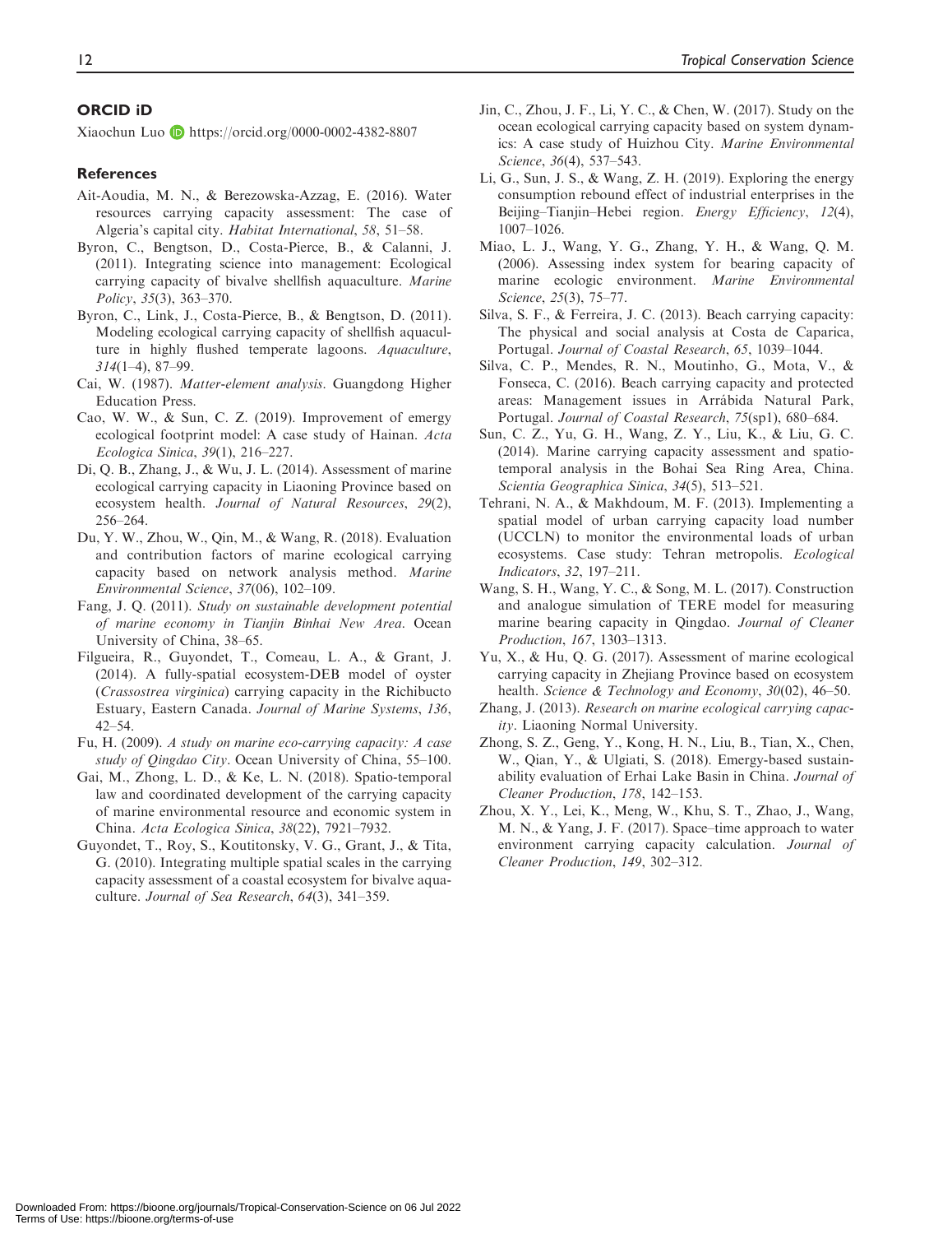## ORCID iD

Xiaochun Luo https://orcid.org/0000-0002-4382-8807

## References

Ait-Aoudia, M. N., & Berezowska-Azzag, E. (2016). Water resources carrying capacity assessment: The case of Algeria's capital city. *Habitat International*, *58*, 51–58.

Byron, C., Bengtson, D., Costa-Pierce, B., & Calanni, J. (2011). Integrating science into management: Ecological carrying capacity of bivalve shellfish aquaculture. *Marine Policy*, *35*(3), 363–370.

Byron, C., Link, J., Costa-Pierce, B., & Bengtson, D. (2011). Modeling ecological carrying capacity of shellfish aquaculture in highly flushed temperate lagoons. *Aquaculture*, *314*(1–4), 87–99.

Cai, W. (1987). *Matter-element analysis*. Guangdong Higher Education Press.

Cao, W. W., & Sun, C. Z. (2019). Improvement of emergy ecological footprint model: A case study of Hainan. *Acta Ecologica Sinica*, *39*(1), 216–227.

Di, Q. B., Zhang, J., & Wu, J. L. (2014). Assessment of marine ecological carrying capacity in Liaoning Province based on ecosystem health. *Journal of Natural Resources*, *29*(2), 256–264.

Du, Y. W., Zhou, W., Qin, M., & Wang, R. (2018). Evaluation and contribution factors of marine ecological carrying capacity based on network analysis method. *Marine Environmental Science*, *37*(06), 102–109.

Fang, J. Q. (2011). *Study on sustainable development potential of marine economy in Tianjin Binhai New Area*. Ocean University of China, 38–65.

Filgueira, R., Guyondet, T., Comeau, L. A., & Grant, J. (2014). A fully-spatial ecosystem-DEB model of oyster (*Crassostrea virginica*) carrying capacity in the Richibucto Estuary, Eastern Canada. *Journal of Marine Systems*, *136*, 42–54.

Fu, H. (2009). *A study on marine eco-carrying capacity: A case study of Qingdao City*. Ocean University of China, 55–100.

Gai, M., Zhong, L. D., & Ke, L. N. (2018). Spatio-temporal law and coordinated development of the carrying capacity of marine environmental resource and economic system in China. *Acta Ecologica Sinica*, *38*(22), 7921–7932.

Guyondet, T., Roy, S., Koutitonsky, V. G., Grant, J., & Tita, G. (2010). Integrating multiple spatial scales in the carrying capacity assessment of a coastal ecosystem for bivalve aquaculture. *Journal of Sea Research*, *64*(3), 341–359.

Jin, C., Zhou, J. F., Li, Y. C., & Chen, W. (2017). Study on the ocean ecological carrying capacity based on system dynamics: A case study of Huizhou City. *Marine Environmental Science*, *36*(4), 537–543.

Li, G., Sun, J. S., & Wang, Z. H. (2019). Exploring the energy consumption rebound effect of industrial enterprises in the Beijing–Tianjin–Hebei region. *Energy Efficiency*, *12*(4), 1007–1026.

Miao, L. J., Wang, Y. G., Zhang, Y. H., & Wang, Q. M. (2006). Assessing index system for bearing capacity of marine ecologic environment. *Marine Environmental Science*, *25*(3), 75–77.

Silva, S. F., & Ferreira, J. C. (2013). Beach carrying capacity: The physical and social analysis at Costa de Caparica, Portugal. *Journal of Coastal Research*, *65*, 1039–1044.

Silva, C. P., Mendes, R. N., Moutinho, G., Mota, V., & Fonseca, C. (2016). Beach carrying capacity and protected areas: Management issues in Arrábida Natural Park, Portugal. *Journal of Coastal Research*, *75*(sp1), 680–684.

Sun, C. Z., Yu, G. H., Wang, Z. Y., Liu, K., & Liu, G. C. (2014). Marine carrying capacity assessment and spatio-temporal analysis in the Bohai Sea Ring Area, China. *Scientia Geographica Sinica*, *34*(5), 513–521.

Tehrani, N. A., & Makhdoum, M. F. (2013). Implementing a spatial model of urban carrying capacity load number (UCCLN) to monitor the environmental loads of urban ecosystems. Case study: Tehran metropolis. *Ecological Indicators*, *32*, 197–211.

Wang, S. H., Wang, Y. C., & Song, M. L. (2017). Construction and analogue simulation of TERE model for measuring marine bearing capacity in Qingdao. *Journal of Cleaner Production*, *167*, 1303–1313.

Yu, X., & Hu, Q. G. (2017). Assessment of marine ecological carrying capacity in Zhejiang Province based on ecosystem health. *Science & Technology and Economy*, *30*(02), 46–50.

Zhang, J. (2013). *Research on marine ecological carrying capacity*. Liaoning Normal University.

Zhong, S. Z., Geng, Y., Kong, H. N., Liu, B., Tian, X., Chen, W., Qian, Y., & Ulgiati, S. (2018). Emergy-based sustainability evaluation of Erhai Lake Basin in China. *Journal of Cleaner Production*, *178*, 142–153.

Zhou, X. Y., Lei, K., Meng, W., Khu, S. T., Zhao, J., Wang, M. N., & Yang, J. F. (2017). Space–time approach to water environment carrying capacity calculation. *Journal of Cleaner Production*, *149*, 302–312.